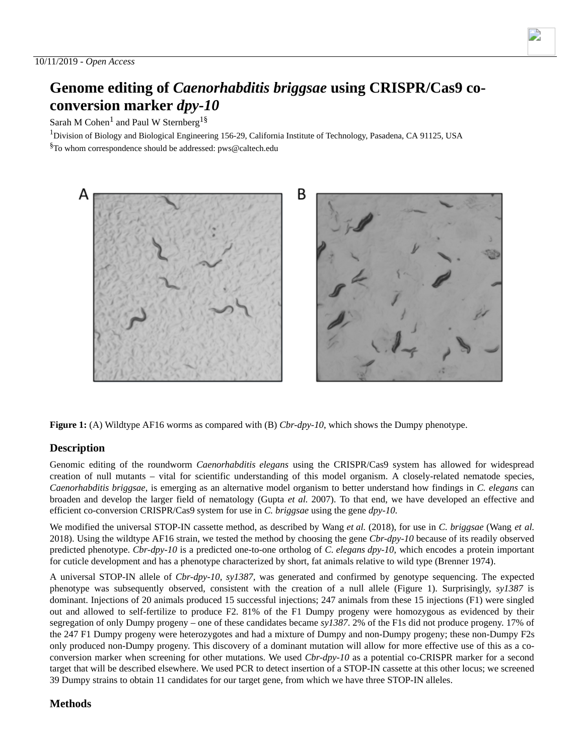10/11/2019 - *Open Access*

# Genome editing of *Caenorhabditis briggsae* using CRISPR/Cas9 co-conversion marker *dpy-10*

Sarah M Cohen[1] and Paul W Sternberg[1§]

[1]Division of Biology and Biological Engineering 156-29, California Institute of Technology, Pasadena, CA 91125, USA

[§]To whom correspondence should be addressed: pws@caltech.edu

**Figure 1:** (A) Wildtype AF16 worms as compared with (B) *Cbr-dpy-10,* which shows the Dumpy phenotype.

## Description

Genomic editing of the roundworm *Caenorhabditis elegans* using the CRISPR/Cas9 system has allowed for widespread creation of null mutants – vital for scientific understanding of this model organism. A closely-related nematode species, *Caenorhabditis briggsae*, is emerging as an alternative model organism to better understand how findings in *C. elegans* can broaden and develop the larger field of nematology (Gupta *et al.* 2007). To that end, we have developed an effective and efficient co-conversion CRISPR/Cas9 system for use in *C. briggsae* using the gene *dpy-10.*

We modified the universal STOP-IN cassette method, as described by Wang *et al.* (2018), for use in *C. briggsae* (Wang *et al.* 2018). Using the wildtype AF16 strain, we tested the method by choosing the gene *Cbr-dpy-10* because of its readily observed predicted phenotype. *Cbr-dpy-10* is a predicted one-to-one ortholog of *C. elegans dpy-10,* which encodes a protein important for cuticle development and has a phenotype characterized by short, fat animals relative to wild type (Brenner 1974).

A universal STOP-IN allele of *Cbr-dpy-10, sy1387,* was generated and confirmed by genotype sequencing. The expected phenotype was subsequently observed, consistent with the creation of a null allele (Figure 1). Surprisingly, *sy1387* is dominant. Injections of 20 animals produced 15 successful injections; 247 animals from these 15 injections (F1) were singled out and allowed to self-fertilize to produce F2. 81% of the F1 Dumpy progeny were homozygous as evidenced by their segregation of only Dumpy progeny – one of these candidates became *sy1387*. 2% of the F1s did not produce progeny. 17% of the 247 F1 Dumpy progeny were heterozygotes and had a mixture of Dumpy and non-Dumpy progeny; these non-Dumpy F2s only produced non-Dumpy progeny. This discovery of a dominant mutation will allow for more effective use of this as a co-conversion marker when screening for other mutations. We used *Cbr-dpy-10* as a potential co-CRISPR marker for a second target that will be described elsewhere. We used PCR to detect insertion of a STOP-IN cassette at this other locus; we screened 39 Dumpy strains to obtain 11 candidates for our target gene, from which we have three STOP-IN alleles.

## Methods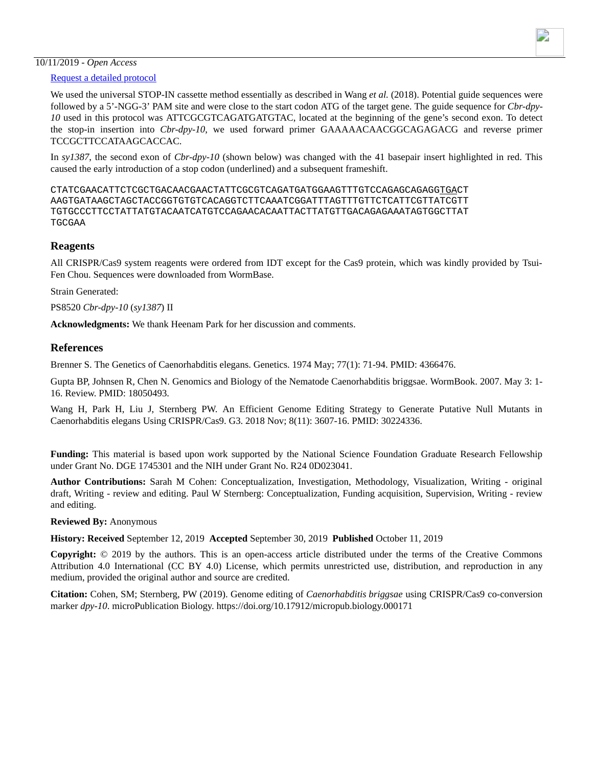10/11/2019 - *Open Access*

[Request a detailed protocol](#)

We used the universal STOP-IN cassette method essentially as described in Wang *et al.* (2018). Potential guide sequences were followed by a 5'-NGG-3' PAM site and were close to the start codon ATG of the target gene. The guide sequence for *Cbr-dpy-10* used in this protocol was ATTCGCGTCAGATGATGTAC, located at the beginning of the gene's second exon. To detect the stop-in insertion into *Cbr-dpy-10*, we used forward primer GAAAAACAACGGCAGAGACG and reverse primer TCCGCTTCCATAAGCACCAC.

In *sy1387*, the second exon of *Cbr-dpy-10* (shown below) was changed with the 41 basepair insert highlighted in red. This caused the early introduction of a stop codon (underlined) and a subsequent frameshift.

```
CTATCGAACATTCTCGCTGACAACGAACTATTCGCGTCAGATGATGGAAGTTTGTCCAGAGCAGAGGTGACT
AAGTGATAAGCTAGCTACCGGTGTGTCACAGGTCTTCAAATCGGATTTAGTTTGTTCTCATTCGTTATCGTT
TGTGCCCTTCCTATTATGTACAATCATGTCCAGAACACAATTACTTATGTTGACAGAGAAATAGTGGCTTAT
TGCGAA
```

## Reagents

All CRISPR/Cas9 system reagents were ordered from IDT except for the Cas9 protein, which was kindly provided by Tsui-Fen Chou. Sequences were downloaded from WormBase.

Strain Generated:

PS8520 *Cbr-dpy-10* (*sy1387*) II

**Acknowledgments:** We thank Heenam Park for her discussion and comments.

## References

Brenner S. The Genetics of Caenorhabditis elegans. Genetics. 1974 May; 77(1): 71-94. PMID: 4366476.

Gupta BP, Johnsen R, Chen N. Genomics and Biology of the Nematode Caenorhabditis briggsae. WormBook. 2007. May 3: 1-16. Review. PMID: 18050493.

Wang H, Park H, Liu J, Sternberg PW. An Efficient Genome Editing Strategy to Generate Putative Null Mutants in Caenorhabditis elegans Using CRISPR/Cas9. G3. 2018 Nov; 8(11): 3607-16. PMID: 30224336.

**Funding:** This material is based upon work supported by the National Science Foundation Graduate Research Fellowship under Grant No. DGE 1745301 and the NIH under Grant No. R24 0D023041.

**Author Contributions:** Sarah M Cohen: Conceptualization, Investigation, Methodology, Visualization, Writing - original draft, Writing - review and editing. Paul W Sternberg: Conceptualization, Funding acquisition, Supervision, Writing - review and editing.

**Reviewed By:** Anonymous

**History: Received** September 12, 2019 **Accepted** September 30, 2019 **Published** October 11, 2019

**Copyright:** © 2019 by the authors. This is an open-access article distributed under the terms of the Creative Commons Attribution 4.0 International (CC BY 4.0) License, which permits unrestricted use, distribution, and reproduction in any medium, provided the original author and source are credited.

**Citation:** Cohen, SM; Sternberg, PW (2019). Genome editing of *Caenorhabditis briggsae* using CRISPR/Cas9 co-conversion marker *dpy-10*. microPublication Biology. https://doi.org/10.17912/micropub.biology.000171